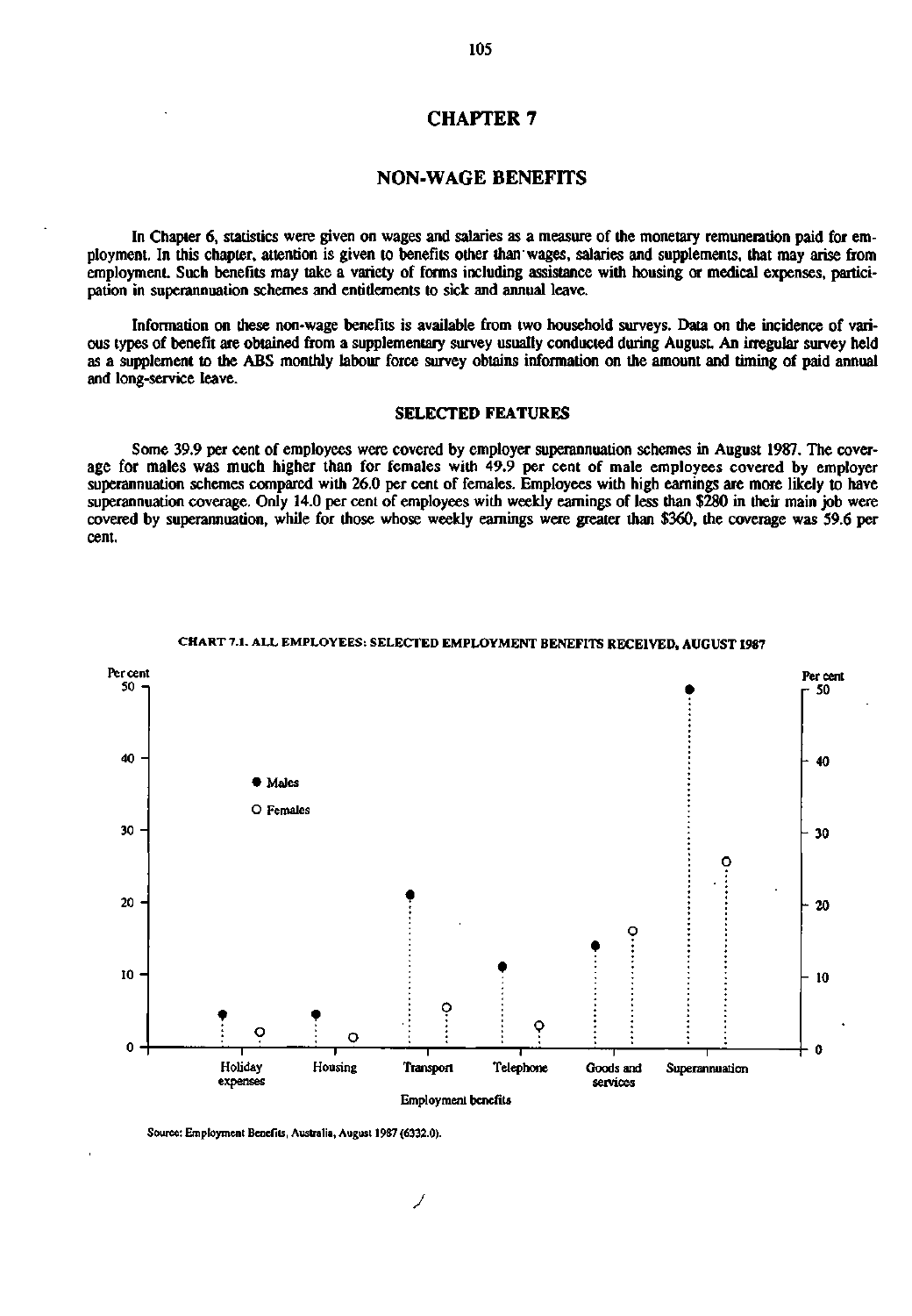# CHAPTER 7

## NON-WAGE BENEFITS

In Chapter 6, statistics were given on wages and salaries as a measure of the monetary remuneration paid for employment. In this chapter, attention is given to benefits other than wages, salaries and supplements, that may arise from employment. Such benefits may take a variety of forms including assistance with housing or medical expenses, participation in superannuation schemes and entitlements to sick and annual leave.

Information on these non-wage benefits is available from two household surveys. Data on the incidence of various types of benefit are obtained from a supplementary survey usually conducted during August. An irregular survey held as a supplement to the ABS monthly labour force survey obtains information on the amount and timing of paid annual and long-service leave.

### SELECTED FEATURES

Some 39.9 per cent of employees were covered by employer superannuation schemes in August 1987. The coverage for males was much higher than for females with 49.9 per cent of male employees covered by employer superannuation schemes compared with 26.0 per cent of females. Employees with high earnings are more likely to have superannuation coverage. Only 14.0 per cent of employees with weekly earnings of less than $280 in their main job were covered by superannuation, while for those whose weekly earnings were greater than $360, the coverage was 59.6 per cent.

CHART 7.1. ALL EMPLOYEES: SELECTED EMPLOYMENT BENEFITS RECEIVED, AUGUST 1987

Source: Employment Benefits, Australia, August 1987 (6332.0).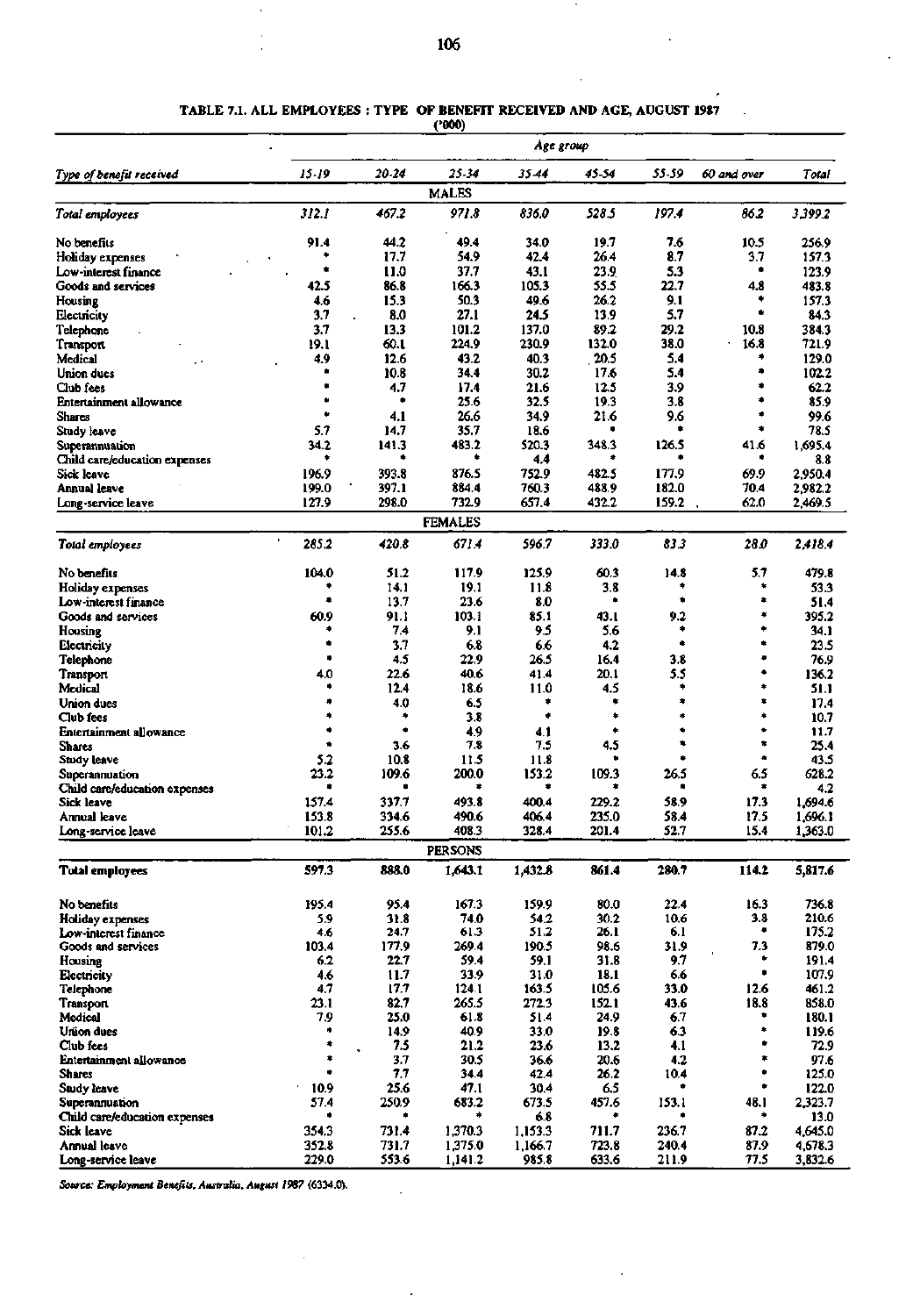## TABLE 7.1. ALL EMPLOYEES : TYPE OF BENEFIT RECEIVED AND AGE, AUGUST 1987

('000)

| Type of benefit received | Age group | | | | | | | |
|---|---|---|---|---|---|---|---|---|
| | 15-19 | 20-24 | 25-34 | 35-44 | 45-54 | 55-59 | 60 and over | Total |
| **MALES** | | | | | | | | |
| *Total employees* | *312.1* | *467.2* | *971.8* | *836.0* | *528.5* | *197.4* | *86.2* | *3,399.2* |
| No benefits | 91.4 | 44.2 | 49.4 | 34.0 | 19.7 | 7.6 | 10.5 | 256.9 |
| Holiday expenses | * | 17.7 | 54.9 | 42.4 | 26.4 | 8.7 | 3.7 | 157.3 |
| Low-interest finance | * | 11.0 | 37.7 | 43.1 | 23.9 | 5.3 | * | 123.9 |
| Goods and services | 42.5 | 86.8 | 166.3 | 105.3 | 55.5 | 22.7 | 4.8 | 483.8 |
| Housing | 4.6 | 15.3 | 50.3 | 49.6 | 26.2 | 9.1 | * | 157.3 |
| Electricity | 3.7 | 8.0 | 27.1 | 24.5 | 13.9 | 5.7 | * | 84.3 |
| Telephone | 3.7 | 13.3 | 101.2 | 137.0 | 89.2 | 29.2 | 10.8 | 384.3 |
| Transport | 19.1 | 60.1 | 224.9 | 230.9 | 132.0 | 38.0 | 16.8 | 721.9 |
| Medical | 4.9 | 12.6 | 43.2 | 40.3 | 20.5 | 5.4 | * | 129.0 |
| Union dues | * | 10.8 | 34.4 | 30.2 | 17.6 | 5.4 | * | 102.2 |
| Club fees | * | 4.7 | 17.4 | 21.6 | 12.5 | 3.9 | * | 62.2 |
| Entertainment allowance | * | * | 25.6 | 32.5 | 19.3 | 3.8 | * | 85.9 |
| Shares | * | 4.1 | 26.6 | 34.9 | 21.6 | 9.6 | * | 99.6 |
| Study leave | 5.7 | 14.7 | 35.7 | 18.6 | * | * | * | 78.5 |
| Superannuation | 34.2 | 141.3 | 483.2 | 520.3 | 348.3 | 126.5 | 41.6 | 1,695.4 |
| Child care/education expenses | * | * | * | 4.4 | * | * | * | 8.8 |
| Sick leave | 196.9 | 393.8 | 876.5 | 752.9 | 482.5 | 177.9 | 69.9 | 2,950.4 |
| Annual leave | 199.0 | 397.1 | 884.4 | 760.3 | 488.9 | 182.0 | 70.4 | 2,982.2 |
| Long-service leave | 127.9 | 298.0 | 732.9 | 657.4 | 432.2 | 159.2 | 62.0 | 2,469.5 |
| **FEMALES** | | | | | | | | |
| *Total employees* | *285.2* | *420.8* | *671.4* | *596.7* | *333.0* | *83.3* | *28.0* | *2,418.4* |
| No benefits | 104.0 | 51.2 | 117.9 | 125.9 | 60.3 | 14.8 | 5.7 | 479.8 |
| Holiday expenses | * | 14.1 | 19.1 | 11.8 | 3.8 | * | * | 53.3 |
| Low-interest finance | * | 13.7 | 23.6 | 8.0 | * | * | * | 51.4 |
| Goods and services | 60.9 | 91.1 | 103.1 | 85.1 | 43.1 | 9.2 | * | 395.2 |
| Housing | * | 7.4 | 9.1 | 9.5 | 5.6 | * | * | 34.1 |
| Electricity | * | 3.7 | 6.8 | 6.6 | 4.2 | * | * | 23.5 |
| Telephone | * | 4.5 | 22.9 | 26.5 | 16.4 | 3.8 | * | 76.9 |
| Transport | 4.0 | 22.6 | 40.6 | 41.4 | 20.1 | 5.5 | * | 136.2 |
| Medical | * | 12.4 | 18.6 | 11.0 | 4.5 | * | * | 51.1 |
| Union dues | * | 4.0 | 6.5 | * | * | * | * | 17.4 |
| Club fees | * | * | 3.8 | * | * | * | * | 10.7 |
| Entertainment allowance | * | * | 4.9 | 4.1 | * | * | * | 11.7 |
| Shares | * | 3.6 | 7.8 | 7.5 | 4.5 | * | * | 25.4 |
| Study leave | 5.2 | 10.8 | 11.5 | 11.8 | * | * | * | 43.5 |
| Superannuation | 23.2 | 109.6 | 200.0 | 153.2 | 109.3 | 26.5 | 6.5 | 628.2 |
| Child care/education expenses | * | * | * | * | * | * | * | 4.2 |
| Sick leave | 157.4 | 337.7 | 493.8 | 400.4 | 229.2 | 58.9 | 17.3 | 1,694.6 |
| Annual leave | 153.8 | 334.6 | 490.6 | 406.4 | 235.0 | 58.4 | 17.5 | 1,696.1 |
| Long-service leave | 101.2 | 255.6 | 408.3 | 328.4 | 201.4 | 52.7 | 15.4 | 1,363.0 |
| **PERSONS** | | | | | | | | |
| **Total employees** | **597.3** | **888.0** | **1,643.1** | **1,432.8** | **861.4** | **280.7** | **114.2** | **5,817.6** |
| No benefits | 195.4 | 95.4 | 167.3 | 159.9 | 80.0 | 22.4 | 16.3 | 736.8 |
| Holiday expenses | 5.9 | 31.8 | 74.0 | 54.2 | 30.2 | 10.6 | 3.8 | 210.6 |
| Low-interest finance | 4.6 | 24.7 | 61.3 | 51.2 | 26.1 | 6.1 | * | 175.2 |
| Goods and services | 103.4 | 177.9 | 269.4 | 190.5 | 98.6 | 31.9 | 7.3 | 879.0 |
| Housing | 6.2 | 22.7 | 59.4 | 59.1 | 31.8 | 9.7 | * | 191.4 |
| Electricity | 4.6 | 11.7 | 33.9 | 31.0 | 18.1 | 6.6 | * | 107.9 |
| Telephone | 4.7 | 17.7 | 124.1 | 163.5 | 105.6 | 33.0 | 12.6 | 461.2 |
| Transport | 23.1 | 82.7 | 265.5 | 272.3 | 152.1 | 43.6 | 18.8 | 858.0 |
| Medical | 7.9 | 25.0 | 61.8 | 51.4 | 24.9 | 6.7 | * | 180.1 |
| Union dues | * | 14.9 | 40.9 | 33.0 | 19.8 | 6.3 | * | 119.6 |
| Club fees | * | 7.5 | 21.2 | 23.6 | 13.2 | 4.1 | * | 72.9 |
| Entertainment allowance | * | 3.7 | 30.5 | 36.6 | 20.6 | 4.2 | * | 97.6 |
| Shares | * | 7.7 | 34.4 | 42.4 | 26.2 | 10.4 | * | 125.0 |
| Study leave | 10.9 | 25.6 | 47.1 | 30.4 | 6.5 | * | * | 122.0 |
| Superannuation | 57.4 | 250.9 | 683.2 | 673.5 | 457.6 | 153.1 | 48.1 | 2,323.7 |
| Child care/education expenses | * | * | * | 6.8 | * | * | * | 13.0 |
| Sick leave | 354.3 | 731.4 | 1,370.3 | 1,153.3 | 711.7 | 236.7 | 87.2 | 4,645.0 |
| Annual leave | 352.8 | 731.7 | 1,375.0 | 1,166.7 | 723.8 | 240.4 | 87.9 | 4,678.3 |
| Long-service leave | 229.0 | 553.6 | 1,141.2 | 985.8 | 633.6 | 211.9 | 77.5 | 3,832.6 |

*Source: Employment Benefits, Australia, August 1987* (6334.0).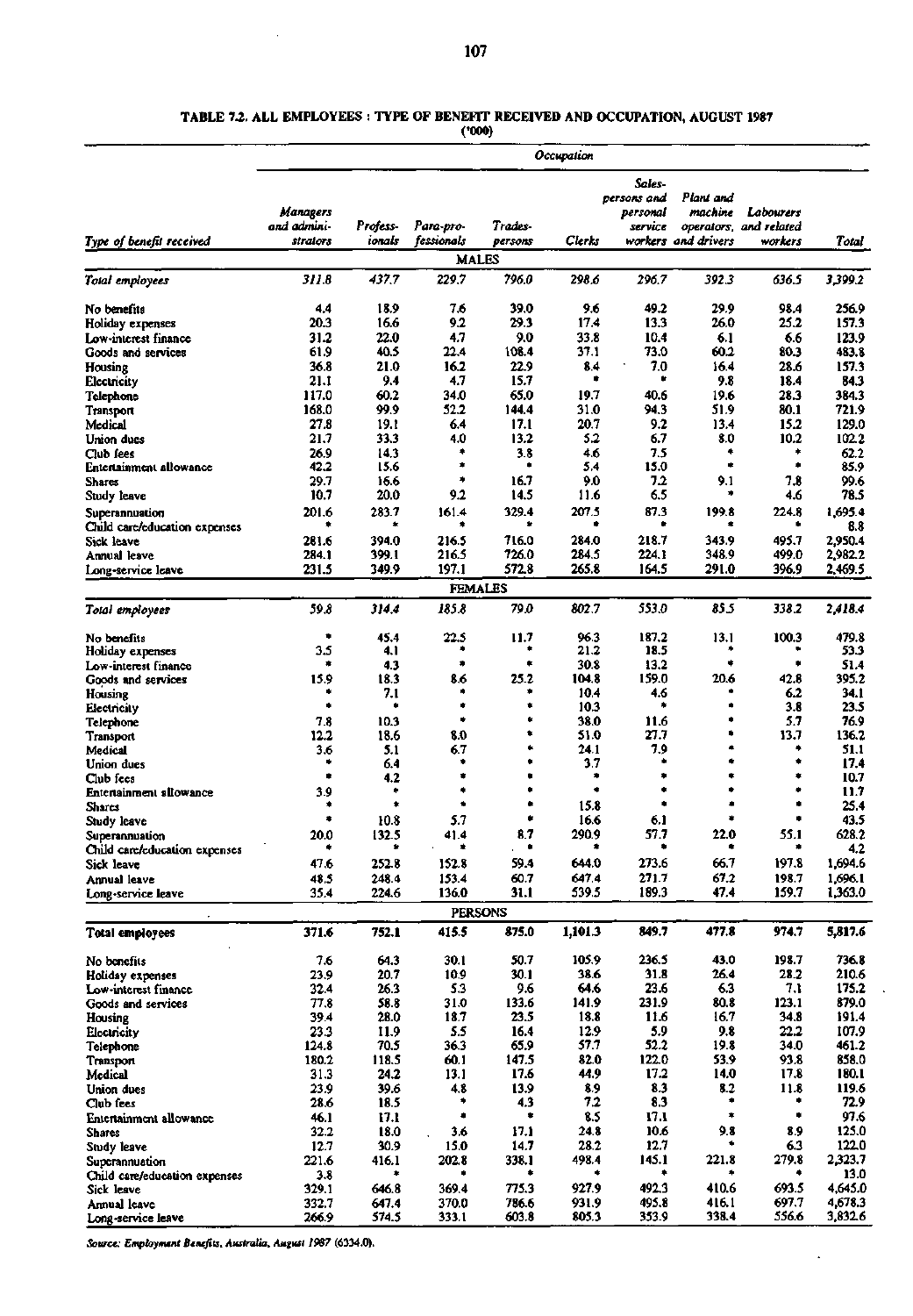TABLE 7.2. ALL EMPLOYEES : TYPE OF BENEFIT RECEIVED AND OCCUPATION, AUGUST 1987

('000)

| | Occupation | | | | | | | | |
|---|---|---|---|---|---|---|---|---|---|
| *Type of benefit received* | *Managers and administrators* | *Professionals* | *Para-professionals* | *Tradespersons* | *Clerks* | *Salespersons and personal service workers* | *Plant and machine operators, and drivers* | *Labourers and related workers* | *Total* |
| | | | | MALES | | | | | |
| *Total employees* | *311.8* | *437.7* | *229.7* | *796.0* | *298.6* | *296.7* | *392.3* | *636.5* | *3,399.2* |
| No benefits | 4.4 | 18.9 | 7.6 | 39.0 | 9.6 | 49.2 | 29.9 | 98.4 | 256.9 |
| Holiday expenses | 20.3 | 16.6 | 9.2 | 29.3 | 17.4 | 13.3 | 26.0 | 25.2 | 157.3 |
| Low-interest finance | 31.2 | 22.0 | 4.7 | 9.0 | 33.8 | 10.4 | 6.1 | 6.6 | 123.9 |
| Goods and services | 61.9 | 40.5 | 22.4 | 108.4 | 37.1 | 73.0 | 60.2 | 80.3 | 483.8 |
| Housing | 36.8 | 21.0 | 16.2 | 22.9 | 8.4 | 7.0 | 16.4 | 28.6 | 157.3 |
| Electricity | 21.1 | 9.4 | 4.7 | 15.7 | * | * | 9.8 | 18.4 | 84.3 |
| Telephone | 117.0 | 60.2 | 34.0 | 65.0 | 19.7 | 40.6 | 19.6 | 28.3 | 384.3 |
| Transport | 168.0 | 99.9 | 52.2 | 144.4 | 31.0 | 94.3 | 51.9 | 80.1 | 721.9 |
| Medical | 27.8 | 19.1 | 6.4 | 17.1 | 20.7 | 9.2 | 13.4 | 15.2 | 129.0 |
| Union dues | 21.7 | 33.3 | 4.0 | 13.2 | 5.2 | 6.7 | 8.0 | 10.2 | 102.2 |
| Club fees | 26.9 | 14.3 | * | 3.8 | 4.6 | 7.5 | * | * | 62.2 |
| Entertainment allowance | 42.2 | 15.6 | * | * | 5.4 | 15.0 | * | * | 85.9 |
| Shares | 29.7 | 16.6 | * | 16.7 | 9.0 | 7.2 | 9.1 | 7.8 | 99.6 |
| Study leave | 10.7 | 20.0 | 9.2 | 14.5 | 11.6 | 6.5 | * | 4.6 | 78.5 |
| Superannuation | 201.6 | 283.7 | 161.4 | 329.4 | 207.5 | 87.3 | 199.8 | 224.8 | 1,695.4 |
| Child care/education expenses | * | * | * | * | * | * | * | * | 8.8 |
| Sick leave | 281.6 | 394.0 | 216.5 | 716.0 | 284.0 | 218.7 | 343.9 | 495.7 | 2,950.4 |
| Annual leave | 284.1 | 399.1 | 216.5 | 726.0 | 284.5 | 224.1 | 348.9 | 499.0 | 2,982.2 |
| Long-service leave | 231.5 | 349.9 | 197.1 | 572.8 | 265.8 | 164.5 | 291.0 | 396.9 | 2,469.5 |
| | | | | FEMALES | | | | | |
| *Total employees* | *59.8* | *314.4* | *185.8* | *79.0* | *802.7* | *553.0* | *85.5* | *338.2* | *2,418.4* |
| No benefits | * | 45.4 | 22.5 | 11.7 | 96.3 | 187.2 | 13.1 | 100.3 | 479.8 |
| Holiday expenses | 3.5 | 4.1 | * | * | 21.2 | 18.5 | * | * | 53.3 |
| Low-interest finance | * | 4.3 | * | * | 30.8 | 13.2 | * | * | 51.4 |
| Goods and services | 15.9 | 18.3 | 8.6 | 25.2 | 104.8 | 159.0 | 20.6 | 42.8 | 395.2 |
| Housing | * | 7.1 | * | * | 10.4 | 4.6 | * | 6.2 | 34.1 |
| Electricity | * | * | * | * | 10.3 | * | * | 3.8 | 23.5 |
| Telephone | 7.8 | 10.3 | * | * | 38.0 | 11.6 | * | 5.7 | 76.9 |
| Transport | 12.2 | 18.6 | 8.0 | * | 51.0 | 27.7 | * | 13.7 | 136.2 |
| Medical | 3.6 | 5.1 | 6.7 | * | 24.1 | 7.9 | * | * | 51.1 |
| Union dues | * | 6.4 | * | * | 3.7 | * | * | * | 17.4 |
| Club fees | * | 4.2 | * | * | * | * | * | * | 10.7 |
| Entertainment allowance | 3.9 | * | * | * | * | * | * | * | 11.7 |
| Shares | * | * | * | * | 15.8 | * | * | * | 25.4 |
| Study leave | * | 10.8 | 5.7 | * | 16.6 | 6.1 | * | * | 43.5 |
| Superannuation | 20.0 | 132.5 | 41.4 | 8.7 | 290.9 | 57.7 | 22.0 | 55.1 | 628.2 |
| Child care/education expenses | * | * | * | * | * | * | * | * | 4.2 |
| Sick leave | 47.6 | 252.8 | 152.8 | 59.4 | 644.0 | 273.6 | 66.7 | 197.8 | 1,694.6 |
| Annual leave | 48.5 | 248.4 | 153.4 | 60.7 | 647.4 | 271.7 | 67.2 | 198.7 | 1,696.1 |
| Long-service leave | 35.4 | 224.6 | 136.0 | 31.1 | 539.5 | 189.3 | 47.4 | 159.7 | 1,363.0 |
| | | | | PERSONS | | | | | |
| **Total employees** | **371.6** | **752.1** | **415.5** | **875.0** | **1,101.3** | **849.7** | **477.8** | **974.7** | **5,817.6** |
| No benefits | 7.6 | 64.3 | 30.1 | 50.7 | 105.9 | 236.5 | 43.0 | 198.7 | 736.8 |
| Holiday expenses | 23.9 | 20.7 | 10.9 | 30.1 | 38.6 | 31.8 | 26.4 | 28.2 | 210.6 |
| Low-interest finance | 32.4 | 26.3 | 5.3 | 9.6 | 64.6 | 23.6 | 6.3 | 7.1 | 175.2 |
| Goods and services | 77.8 | 58.8 | 31.0 | 133.6 | 141.9 | 231.9 | 80.8 | 123.1 | 879.0 |
| Housing | 39.4 | 28.0 | 18.7 | 23.5 | 18.8 | 11.6 | 16.7 | 34.8 | 191.4 |
| Electricity | 23.3 | 11.9 | 5.5 | 16.4 | 12.9 | 5.9 | 9.8 | 22.2 | 107.9 |
| Telephone | 124.8 | 70.5 | 36.3 | 65.9 | 57.7 | 52.2 | 19.8 | 34.0 | 461.2 |
| Transport | 180.2 | 118.5 | 60.1 | 147.5 | 82.0 | 122.0 | 53.9 | 93.8 | 858.0 |
| Medical | 31.3 | 24.2 | 13.1 | 17.6 | 44.9 | 17.2 | 14.0 | 17.8 | 180.1 |
| Union dues | 23.9 | 39.6 | 4.8 | 13.9 | 8.9 | 8.3 | 8.2 | 11.8 | 119.6 |
| Club fees | 28.6 | 18.5 | * | 4.3 | 7.2 | 8.3 | * | * | 72.9 |
| Entertainment allowance | 46.1 | 17.1 | * | * | 8.5 | 17.1 | * | * | 97.6 |
| Shares | 32.2 | 18.0 | 3.6 | 17.1 | 24.8 | 10.6 | 9.8 | 8.9 | 125.0 |
| Study leave | 12.7 | 30.9 | 15.0 | 14.7 | 28.2 | 12.7 | * | 6.3 | 122.0 |
| Superannuation | 221.6 | 416.1 | 202.8 | 338.1 | 498.4 | 145.1 | 221.8 | 279.8 | 2,323.7 |
| Child care/education expenses | 3.8 | * | * | * | * | * | * | * | 13.0 |
| Sick leave | 329.1 | 646.8 | 369.4 | 775.3 | 927.9 | 492.3 | 410.6 | 693.5 | 4,645.0 |
| Annual leave | 332.7 | 647.4 | 370.0 | 786.6 | 931.9 | 495.8 | 416.1 | 697.7 | 4,678.3 |
| Long-service leave | 266.9 | 574.5 | 333.1 | 603.8 | 805.3 | 353.9 | 338.4 | 556.6 | 3,832.6 |

*Source: Employment Benefits, Australia, August 1987* (6334.0).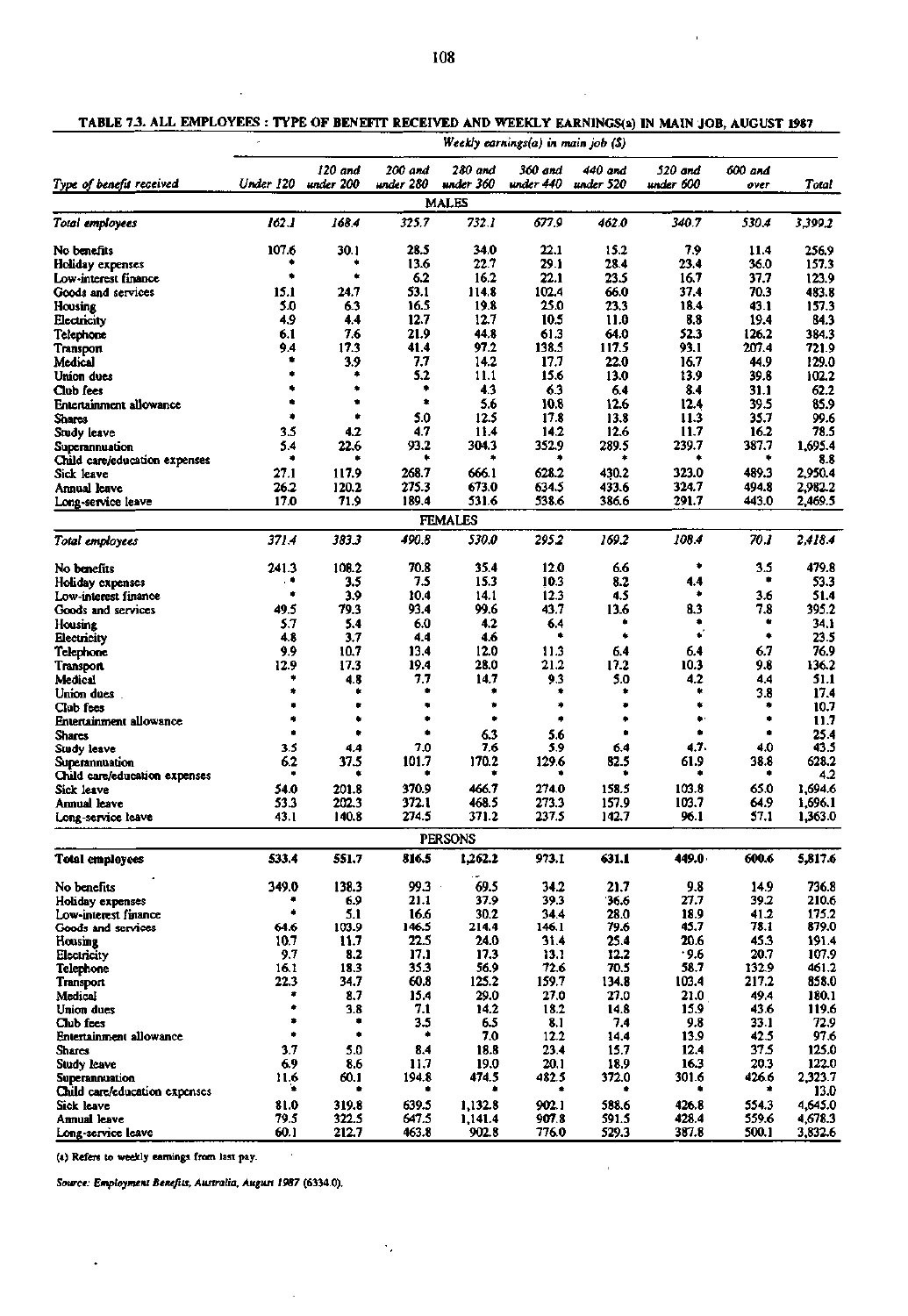TABLE 7.3. ALL EMPLOYEES : TYPE OF BENEFIT RECEIVED AND WEEKLY EARNINGS(a) IN MAIN JOB, AUGUST 1987

| Type of benefit received | Weekly earnings(a) in main job ($) | | | | | | | | |
|---|---|---|---|---|---|---|---|---|---|
| | Under 120 | 120 and under 200 | 200 and under 280 | 280 and under 360 | 360 and under 440 | 440 and under 520 | 520 and under 600 | 600 and over | Total |
| **MALES** | | | | | | | | | |
| *Total employees* | *162.1* | *168.4* | *325.7* | *732.1* | *677.9* | *462.0* | *340.7* | *530.4* | *3,399.2* |
| No benefits | 107.6 | 30.1 | 28.5 | 34.0 | 22.1 | 15.2 | 7.9 | 11.4 | 256.9 |
| Holiday expenses | * | * | 13.6 | 22.7 | 29.1 | 28.4 | 23.4 | 36.0 | 157.3 |
| Low-interest finance | * | * | 6.2 | 16.2 | 22.1 | 23.5 | 16.7 | 37.7 | 123.9 |
| Goods and services | 15.1 | 24.7 | 53.1 | 114.8 | 102.4 | 66.0 | 37.4 | 70.3 | 483.8 |
| Housing | 5.0 | 6.3 | 16.5 | 19.8 | 25.0 | 23.3 | 18.4 | 43.1 | 157.3 |
| Electricity | 4.9 | 4.4 | 12.7 | 12.7 | 10.5 | 11.0 | 8.8 | 19.4 | 84.3 |
| Telephone | 6.1 | 7.6 | 21.9 | 44.8 | 61.3 | 64.0 | 52.3 | 126.2 | 384.3 |
| Transport | 9.4 | 17.3 | 41.4 | 97.2 | 138.5 | 117.5 | 93.1 | 207.4 | 721.9 |
| Medical | * | 3.9 | 7.7 | 14.2 | 17.7 | 22.0 | 16.7 | 44.9 | 129.0 |
| Union dues | * | * | 5.2 | 11.1 | 15.6 | 13.0 | 13.9 | 39.8 | 102.2 |
| Club fees | * | * | * | 4.3 | 6.3 | 6.4 | 8.4 | 31.1 | 62.2 |
| Entertainment allowance | * | * | * | 5.6 | 10.8 | 12.6 | 12.4 | 39.5 | 85.9 |
| Shares | * | * | 5.0 | 12.5 | 17.8 | 13.8 | 11.3 | 35.7 | 99.6 |
| Study leave | 3.5 | 4.2 | 4.7 | 11.4 | 14.2 | 12.6 | 11.7 | 16.2 | 78.5 |
| Superannuation | 5.4 | 22.6 | 93.2 | 304.3 | 352.9 | 289.5 | 239.7 | 387.7 | 1,695.4 |
| Child care/education expenses | * | * | * | * | * | * | * | * | 8.8 |
| Sick leave | 27.1 | 117.9 | 268.7 | 666.1 | 628.2 | 430.2 | 323.0 | 489.3 | 2,950.4 |
| Annual leave | 26.2 | 120.2 | 275.3 | 673.0 | 634.5 | 433.6 | 324.7 | 494.8 | 2,982.2 |
| Long-service leave | 17.0 | 71.9 | 189.4 | 531.6 | 538.6 | 386.6 | 291.7 | 443.0 | 2,469.5 |
| **FEMALES** | | | | | | | | | |
| *Total employees* | *371.4* | *383.3* | *490.8* | *530.0* | *295.2* | *169.2* | *108.4* | *70.1* | *2,418.4* |
| No benefits | 241.3 | 108.2 | 70.8 | 35.4 | 12.0 | 6.6 | * | 3.5 | 479.8 |
| Holiday expenses | * | 3.5 | 7.5 | 15.3 | 10.3 | 8.2 | 4.4 | * | 53.3 |
| Low-interest finance | * | 3.9 | 10.4 | 14.1 | 12.3 | 4.5 | * | 3.6 | 51.4 |
| Goods and services | 49.5 | 79.3 | 93.4 | 99.6 | 43.7 | 13.6 | 8.3 | 7.8 | 395.2 |
| Housing | 5.7 | 5.4 | 6.0 | 4.2 | 6.4 | * | * | * | 34.1 |
| Electricity | 4.8 | 3.7 | 4.4 | 4.6 | * | * | * | * | 23.5 |
| Telephone | 9.9 | 10.7 | 13.4 | 12.0 | 11.3 | 6.4 | 6.4 | 6.7 | 76.9 |
| Transport | 12.9 | 17.3 | 19.4 | 28.0 | 21.2 | 17.2 | 10.3 | 9.8 | 136.2 |
| Medical | * | 4.8 | 7.7 | 14.7 | 9.3 | 5.0 | 4.2 | 4.4 | 51.1 |
| Union dues | * | * | * | * | * | * | * | 3.8 | 17.4 |
| Club fees | * | * | * | * | * | * | * | * | 10.7 |
| Entertainment allowance | * | * | * | * | * | * | * | * | 11.7 |
| Shares | * | * | * | 6.3 | 5.6 | * | * | * | 25.4 |
| Study leave | 3.5 | 4.4 | 7.0 | 7.6 | 5.9 | 6.4 | 4.7 | 4.0 | 43.5 |
| Superannuation | 6.2 | 37.5 | 101.7 | 170.2 | 129.6 | 82.5 | 61.9 | 38.8 | 628.2 |
| Child care/education expenses | * | * | * | * | * | * | * | * | 4.2 |
| Sick leave | 54.0 | 201.8 | 370.9 | 466.7 | 274.0 | 158.5 | 103.8 | 65.0 | 1,694.6 |
| Annual leave | 53.3 | 202.3 | 372.1 | 468.5 | 273.3 | 157.9 | 103.7 | 64.9 | 1,696.1 |
| Long-service leave | 43.1 | 140.8 | 274.5 | 371.2 | 237.5 | 142.7 | 96.1 | 57.1 | 1,363.0 |
| **PERSONS** | | | | | | | | | |
| **Total employees** | **533.4** | **551.7** | **816.5** | **1,262.2** | **973.1** | **631.1** | **449.0** | **600.6** | **5,817.6** |
| No benefits | 349.0 | 138.3 | 99.3 | 69.5 | 34.2 | 21.7 | 9.8 | 14.9 | 736.8 |
| Holiday expenses | * | 6.9 | 21.1 | 37.9 | 39.3 | 36.6 | 27.7 | 39.2 | 210.6 |
| Low-interest finance | * | 5.1 | 16.6 | 30.2 | 34.4 | 28.0 | 18.9 | 41.2 | 175.2 |
| Goods and services | 64.6 | 103.9 | 146.5 | 214.4 | 146.1 | 79.6 | 45.7 | 78.1 | 879.0 |
| Housing | 10.7 | 11.7 | 22.5 | 24.0 | 31.4 | 25.4 | 20.6 | 45.3 | 191.4 |
| Electricity | 9.7 | 8.2 | 17.1 | 17.3 | 13.1 | 12.2 | 9.6 | 20.7 | 107.9 |
| Telephone | 16.1 | 18.3 | 35.3 | 56.9 | 72.6 | 70.5 | 58.7 | 132.9 | 461.2 |
| Transport | 22.3 | 34.7 | 60.8 | 125.2 | 159.7 | 134.8 | 103.4 | 217.2 | 858.0 |
| Medical | * | 8.7 | 15.4 | 29.0 | 27.0 | 27.0 | 21.0 | 49.4 | 180.1 |
| Union dues | * | 3.8 | 7.1 | 14.2 | 18.2 | 14.8 | 15.9 | 43.6 | 119.6 |
| Club fees | * | * | 3.5 | 6.5 | 8.1 | 7.4 | 9.8 | 33.1 | 72.9 |
| Entertainment allowance | * | * | * | 7.0 | 12.2 | 14.4 | 13.9 | 42.5 | 97.6 |
| Shares | 3.7 | 5.0 | 8.4 | 18.8 | 23.4 | 15.7 | 12.4 | 37.5 | 125.0 |
| Study leave | 6.9 | 8.6 | 11.7 | 19.0 | 20.1 | 18.9 | 16.3 | 20.3 | 122.0 |
| Superannuation | 11.6 | 60.1 | 194.8 | 474.5 | 482.5 | 372.0 | 301.6 | 426.6 | 2,323.7 |
| Child care/education expenses | * | * | * | * | * | * | * | * | 13.0 |
| Sick leave | 81.0 | 319.8 | 639.5 | 1,132.8 | 902.1 | 588.6 | 426.8 | 554.3 | 4,645.0 |
| Annual leave | 79.5 | 322.5 | 647.5 | 1,141.4 | 907.8 | 591.5 | 428.4 | 559.6 | 4,678.3 |
| Long-service leave | 60.1 | 212.7 | 463.8 | 902.8 | 776.0 | 529.3 | 387.8 | 500.1 | 3,832.6 |

(a) Refers to weekly earnings from last pay.

*Source: Employment Benefits, Australia, August 1987* (6334.0).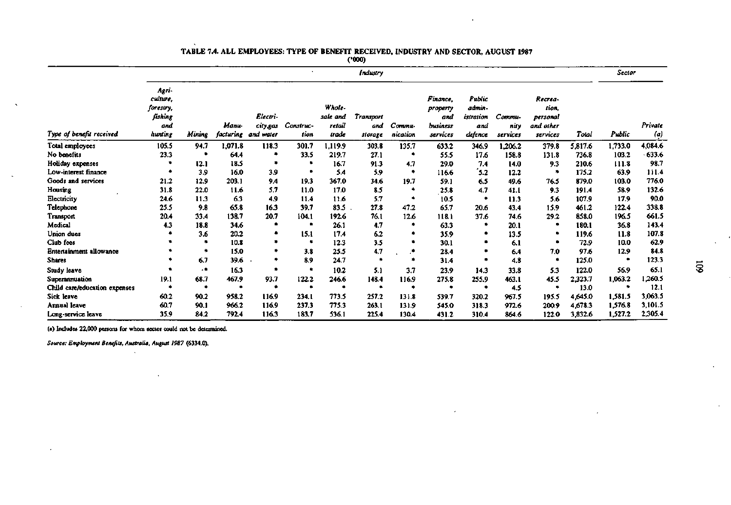## TABLE 7.4. ALL EMPLOYEES: TYPE OF BENEFIT RECEIVED, INDUSTRY AND SECTOR, AUGUST 1987

('000)

| | Industry | | | | | | | | | | | | | Sector | |
|---|---|---|---|---|---|---|---|---|---|---|---|---|---|---|---|
| Type of benefit received | Agriculture, forestry, fishing and hunting | Mining | Manufacturing | Electricity,gas and water | Construction | Wholesale and retail trade | Transport and storage | Communication | Finance, property and business services | Public administration and defence | Community services | Recreation, personal and other services | Total | Public | Private (a) |
| Total employees | 105.5 | 94.7 | 1,071.8 | 118.3 | 301.7 | 1,119.9 | 303.8 | 135.7 | 633.2 | 346.9 | 1,206.2 | 379.8 | 5,817.6 | 1,733.0 | 4,084.6 |
| No benefits | 23.3 | * | 64.4 | * | 33.5 | 219.7 | 27.1 | * | 55.5 | 17.6 | 158.8 | 131.8 | 736.8 | 103.2 | 633.6 |
| Holiday expenses | * | 12.1 | 18.5 | * | * | 16.7 | 91.3 | 4.7 | 29.0 | 7.4 | 14.0 | 9.3 | 210.6 | 111.8 | 98.7 |
| Low-interest finance | * | 3.9 | 16.0 | 3.9 | * | 5.4 | 5.9 | * | 116.6 | 5.2 | 12.2 | * | 175.2 | 63.9 | 111.4 |
| Goods and services | 21.2 | 12.9 | 203.1 | 9.4 | 19.3 | 367.0 | 34.6 | 19.7 | 59.1 | 6.5 | 49.6 | 76.5 | 879.0 | 103.0 | 776.0 |
| Housing | 31.8 | 22.0 | 11.6 | 5.7 | 11.0 | 17.0 | 8.5 | * | 25.8 | 4.7 | 41.1 | 9.3 | 191.4 | 58.9 | 132.6 |
| Electricity | 24.6 | 11.3 | 6.3 | 4.9 | 11.4 | 11.6 | 5.7 | * | 10.5 | * | 11.3 | 5.6 | 107.9 | 17.9 | 90.0 |
| Telephone | 25.5 | 9.8 | 65.8 | 16.3 | 39.7 | 83.5 | 27.8 | 47.2 | 65.7 | 20.6 | 43.4 | 15.9 | 461.2 | 122.4 | 338.8 |
| Transport | 20.4 | 33.4 | 138.7 | 20.7 | 104.1 | 192.6 | 76.1 | 12.6 | 118.1 | 37.6 | 74.6 | 29.2 | 858.0 | 196.5 | 661.5 |
| Medical | 4.3 | 18.8 | 34.6 | * | * | 26.1 | 4.7 | * | 63.3 | * | 20.1 | * | 180.1 | 36.8 | 143.4 |
| Union dues | * | 3.6 | 20.2 | * | 15.1 | 17.4 | 6.2 | * | 35.9 | * | 13.5 | * | 119.6 | 11.8 | 107.8 |
| Club fees | * | * | 10.8 | * | * | 12.3 | 3.5 | * | 30.1 | * | 6.1 | * | 72.9 | 10.0 | 62.9 |
| Entertainment allowance | * | * | 15.0 | * | 3.8 | 25.5 | 4.7 | * | 28.4 | * | 6.4 | 7.0 | 97.6 | 12.9 | 84.8 |
| Shares | * | 6.7 | 39.6 | * | 8.9 | 24.7 | * | * | 31.4 | * | 4.8 | * | 125.0 | * | 123.3 |
| Study leave | * | * | 16.3 | * | * | 10.2 | 5.1 | 3.7 | 23.9 | 14.3 | 33.8 | 5.3 | 122.0 | 56.9 | 65.1 |
| Superannuation | 19.1 | 68.7 | 467.9 | 93.7 | 122.2 | 246.6 | 148.4 | 116.9 | 275.8 | 255.9 | 463.1 | 45.5 | 2,323.7 | 1,063.2 | 1,260.5 |
| Child care/education expenses | * | * | * | * | * | * | * | * | * | * | 4.5 | * | 13.0 | * | 12.1 |
| Sick leave | 60.2 | 90.2 | 958.2 | 116.9 | 234.1 | 773.5 | 257.2 | 131.8 | 539.7 | 320.2 | 967.5 | 195.5 | 4,645.0 | 1,581.5 | 3,063.5 |
| Annual leave | 60.7 | 90.1 | 966.2 | 116.9 | 237.3 | 775.3 | 263.1 | 131.9 | 545.0 | 318.3 | 972.6 | 200.9 | 4,678.3 | 1,576.8 | 3,101.5 |
| Long-service leave | 35.9 | 84.2 | 792.4 | 116.3 | 183.7 | 536.1 | 225.4 | 130.4 | 431.2 | 310.4 | 864.6 | 122.0 | 3,832.6 | 1,527.2 | 2,305.4 |

(a) Includes 22,000 persons for whom sector could not be determined.

*Source: Employment Benefits, Australia, August 1987* (6334.0).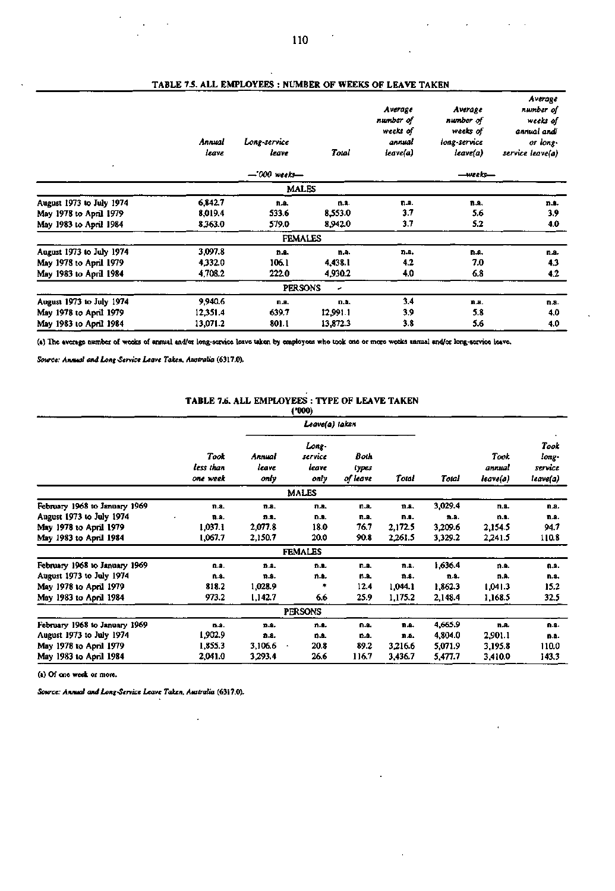## TABLE 7.5. ALL EMPLOYEES : NUMBER OF WEEKS OF LEAVE TAKEN

| | Annual leave | Long-service leave | Total | Average number of weeks of annual leave(a) | Average number of weeks of long-service leave(a) | Average number of weeks of annual and/ or long-service leave(a) |
|---|---|---|---|---|---|---|
| | —'000 weeks— | | | —weeks— | | |
| **MALES** | | | | | | |
| August 1973 to July 1974 | 6,842.7 | n.a. | n.a. | n.a. | n.a. | n.a. |
| May 1978 to April 1979 | 8,019.4 | 533.6 | 8,553.0 | 3.7 | 5.6 | 3.9 |
| May 1983 to April 1984 | 8,363.0 | 579.0 | 8,942.0 | 3.7 | 5.2 | 4.0 |
| **FEMALES** | | | | | | |
| August 1973 to July 1974 | 3,097.8 | n.a. | n.a. | n.a. | n.a. | n.a. |
| May 1978 to April 1979 | 4,332.0 | 106.1 | 4,438.1 | 4.2 | 7.0 | 4.3 |
| May 1983 to April 1984 | 4,708.2 | 222.0 | 4,930.2 | 4.0 | 6.8 | 4.2 |
| **PERSONS** | | | | | | |
| August 1973 to July 1974 | 9,940.6 | n.a. | n.a. | 3.4 | n.a. | n.a. |
| May 1978 to April 1979 | 12,351.4 | 639.7 | 12,991.1 | 3.9 | 5.8 | 4.0 |
| May 1983 to April 1984 | 13,071.2 | 801.1 | 13,872.3 | 3.8 | 5.6 | 4.0 |

(a) The average number of weeks of annual and/or long-service leave taken by employees who took one or more weeks annual and/or long-service leave.

*Source: Annual and Long-Service Leave Taken, Australia* (6317.0).

## TABLE 7.6. ALL EMPLOYEES : TYPE OF LEAVE TAKEN

('000)

| | Took less than one week | Leave(a) taken | | | | Total | Took annual leave(a) | Took long-service leave(a) |
|---|---|---|---|---|---|---|---|---|
| | | Annual leave only | Long-service leave only | Both types of leave | Total | | | |
| **MALES** | | | | | | | | |
| February 1968 to January 1969 | n.a. | n.a. | n.a. | n.a. | n.a. | 3,029.4 | n.a. | n.a. |
| August 1973 to July 1974 | n.a. | n.a. | n.a. | n.a. | n.a. | n.a. | n.a. | n.a. |
| May 1978 to April 1979 | 1,037.1 | 2,077.8 | 18.0 | 76.7 | 2,172.5 | 3,209.6 | 2,154.5 | 94.7 |
| May 1983 to April 1984 | 1,067.7 | 2,150.7 | 20.0 | 90.8 | 2,261.5 | 3,329.2 | 2,241.5 | 110.8 |
| **FEMALES** | | | | | | | | |
| February 1968 to January 1969 | n.a. | n.a. | n.a. | n.a. | n.a. | 1,636.4 | n.a. | n.a. |
| August 1973 to July 1974 | n.a. | n.a. | n.a. | n.a. | n.a. | n.a. | n.a. | n.a. |
| May 1978 to April 1979 | 818.2 | 1,028.9 | * | 12.4 | 1,044.1 | 1,862.3 | 1,041.3 | 15.2 |
| May 1983 to April 1984 | 973.2 | 1,142.7 | 6.6 | 25.9 | 1,175.2 | 2,148.4 | 1,168.5 | 32.5 |
| **PERSONS** | | | | | | | | |
| February 1968 to January 1969 | n.a. | n.a. | n.a. | n.a. | n.a. | 4,665.9 | n.a. | n.a. |
| August 1973 to July 1974 | 1,902.9 | n.a. | n.a. | n.a. | n.a. | 4,804.0 | 2,901.1 | n.a. |
| May 1978 to April 1979 | 1,855.3 | 3,106.6 | 20.8 | 89.2 | 3,216.6 | 5,071.9 | 3,195.8 | 110.0 |
| May 1983 to April 1984 | 2,041.0 | 3,293.4 | 26.6 | 116.7 | 3,436.7 | 5,477.7 | 3,410.0 | 143.3 |

(a) Of one week or more.

*Source: Annual and Long-Service Leave Taken, Australia* (6317.0).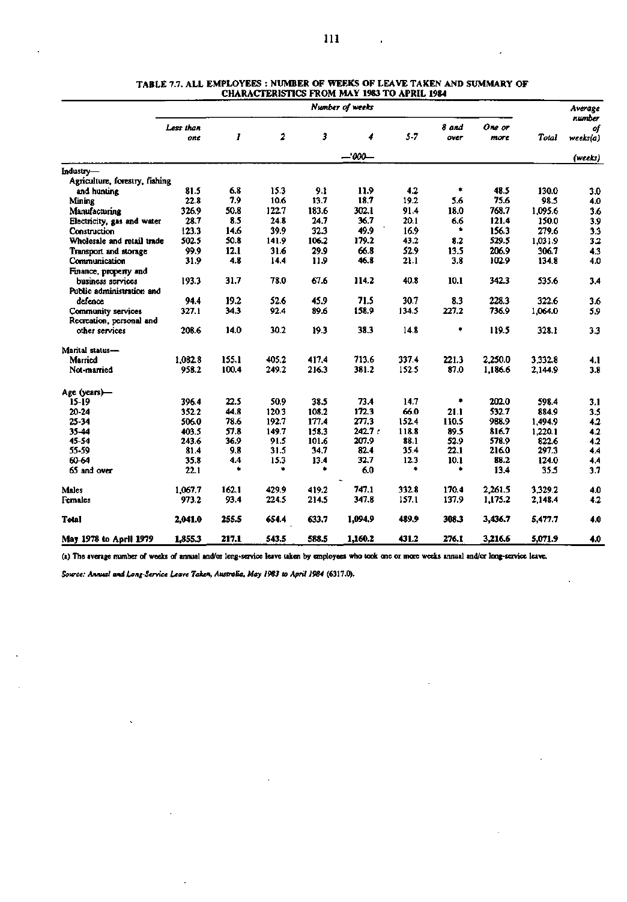**TABLE 7.7. ALL EMPLOYEES : NUMBER OF WEEKS OF LEAVE TAKEN AND SUMMARY OF CHARACTERISTICS FROM MAY 1983 TO APRIL 1984**

| | *Number of weeks* | | | | | | | | | *Average number of weeks(a)* |
|---|---|---|---|---|---|---|---|---|---|---|
| | *Less than one* | *1* | *2* | *3* | *4* | *5-7* | *8 and over* | *One or more* | *Total* | |
| | *—'000—* | | | | | | | | | *(weeks)* |
| **Industry—** | | | | | | | | | | |
| Agriculture, forestry, fishing and hunting | 81.5 | 6.8 | 15.3 | 9.1 | 11.9 | 4.2 | * | 48.5 | 130.0 | 3.0 |
| Mining | 22.8 | 7.9 | 10.6 | 13.7 | 18.7 | 19.2 | 5.6 | 75.6 | 98.5 | 4.0 |
| Manufacturing | 326.9 | 50.8 | 122.7 | 183.6 | 302.1 | 91.4 | 18.0 | 768.7 | 1,095.6 | 3.6 |
| Electricity, gas and water | 28.7 | 8.5 | 24.8 | 24.7 | 36.7 | 20.1 | 6.6 | 121.4 | 150.0 | 3.9 |
| Construction | 123.3 | 14.6 | 39.9 | 32.3 | 49.9 | 16.9 | * | 156.3 | 279.6 | 3.3 |
| Wholesale and retail trade | 502.5 | 50.8 | 141.9 | 106.2 | 179.2 | 43.2 | 8.2 | 529.5 | 1,031.9 | 3.2 |
| Transport and storage | 99.9 | 12.1 | 31.6 | 29.9 | 66.8 | 52.9 | 13.5 | 206.9 | 306.7 | 4.3 |
| Communication | 31.9 | 4.8 | 14.4 | 11.9 | 46.8 | 21.1 | 3.8 | 102.9 | 134.8 | 4.0 |
| Finance, property and business services | 193.3 | 31.7 | 78.0 | 67.6 | 114.2 | 40.8 | 10.1 | 342.3 | 535.6 | 3.4 |
| Public administration and defence | 94.4 | 19.2 | 52.6 | 45.9 | 71.5 | 30.7 | 8.3 | 228.3 | 322.6 | 3.6 |
| Community services | 327.1 | 34.3 | 92.4 | 89.6 | 158.9 | 134.5 | 227.2 | 736.9 | 1,064.0 | 5.9 |
| Recreation, personal and other services | 208.6 | 14.0 | 30.2 | 19.3 | 38.3 | 14.8 | * | 119.5 | 328.1 | 3.3 |
| **Marital status—** | | | | | | | | | | |
| Married | 1,082.8 | 155.1 | 405.2 | 417.4 | 713.6 | 337.4 | 221.3 | 2,250.0 | 3,332.8 | 4.1 |
| Not-married | 958.2 | 100.4 | 249.2 | 216.3 | 381.2 | 152.5 | 87.0 | 1,186.6 | 2,144.9 | 3.8 |
| **Age (years)—** | | | | | | | | | | |
| 15-19 | 396.4 | 22.5 | 50.9 | 38.5 | 73.4 | 14.7 | * | 202.0 | 598.4 | 3.1 |
| 20-24 | 352.2 | 44.8 | 120.3 | 108.2 | 172.3 | 66.0 | 21.1 | 532.7 | 884.9 | 3.5 |
| 25-34 | 506.0 | 78.6 | 192.7 | 177.4 | 277.3 | 152.4 | 110.5 | 988.9 | 1,494.9 | 4.2 |
| 35-44 | 403.5 | 57.8 | 149.7 | 158.3 | 242.7 | 118.8 | 89.5 | 816.7 | 1,220.1 | 4.2 |
| 45-54 | 243.6 | 36.9 | 91.5 | 101.6 | 207.9 | 88.1 | 52.9 | 578.9 | 822.6 | 4.2 |
| 55-59 | 81.4 | 9.8 | 31.5 | 34.7 | 82.4 | 35.4 | 22.1 | 216.0 | 297.3 | 4.4 |
| 60-64 | 35.8 | 4.4 | 15.3 | 13.4 | 32.7 | 12.3 | 10.1 | 88.2 | 124.0 | 4.4 |
| 65 and over | 22.1 | * | * | * | 6.0 | * | * | 13.4 | 35.5 | 3.7 |
| Males | 1,067.7 | 162.1 | 429.9 | 419.2 | 747.1 | 332.8 | 170.4 | 2,261.5 | 3,329.2 | 4.0 |
| Females | 973.2 | 93.4 | 224.5 | 214.5 | 347.8 | 157.1 | 137.9 | 1,175.2 | 2,148.4 | 4.2 |
| **Total** | **2,041.0** | **255.5** | **654.4** | **633.7** | **1,094.9** | **489.9** | **308.3** | **3,436.7** | **5,477.7** | **4.0** |
| **May 1978 to April 1979** | **1,855.3** | **217.1** | **543.5** | **588.5** | **1,160.2** | **431.2** | **276.1** | **3,216.6** | **5,071.9** | **4.0** |

(a) The average number of weeks of annual and/or long-service leave taken by employees who took one or more weeks annual and/or long-service leave.

*Source: Annual and Long-Service Leave Taken, Australia, May 1983 to April 1984* (6317.0).